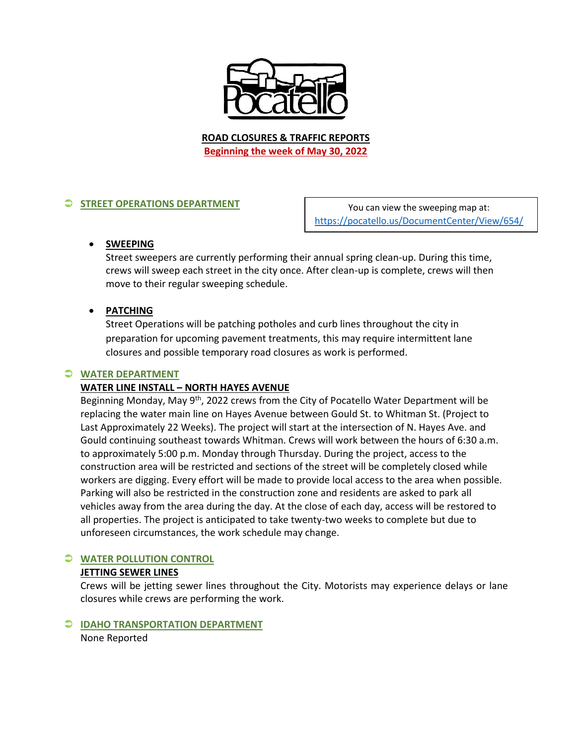# ROAD CLOSURES & TRAFFIC REPORTS

**Beginning the week of May 30, 2022**

## STREET OPERATIONS DEPARTMENT

You can view the sweeping map at: https://pocatello.us/DocumentCenter/View/654/

- **SWEEPING**
  Street sweepers are currently performing their annual spring clean-up. During this time, crews will sweep each street in the city once. After clean-up is complete, crews will then move to their regular sweeping schedule.

- **PATCHING**
  Street Operations will be patching potholes and curb lines throughout the city in preparation for upcoming pavement treatments, this may require intermittent lane closures and possible temporary road closures as work is performed.

## WATER DEPARTMENT

### WATER LINE INSTALL – NORTH HAYES AVENUE

Beginning Monday, May 9th, 2022 crews from the City of Pocatello Water Department will be replacing the water main line on Hayes Avenue between Gould St. to Whitman St. (Project to Last Approximately 22 Weeks). The project will start at the intersection of N. Hayes Ave. and Gould continuing southeast towards Whitman. Crews will work between the hours of 6:30 a.m. to approximately 5:00 p.m. Monday through Thursday. During the project, access to the construction area will be restricted and sections of the street will be completely closed while workers are digging. Every effort will be made to provide local access to the area when possible. Parking will also be restricted in the construction zone and residents are asked to park all vehicles away from the area during the day. At the close of each day, access will be restored to all properties. The project is anticipated to take twenty-two weeks to complete but due to unforeseen circumstances, the work schedule may change.

## WATER POLLUTION CONTROL

### JETTING SEWER LINES

Crews will be jetting sewer lines throughout the City. Motorists may experience delays or lane closures while crews are performing the work.

## IDAHO TRANSPORTATION DEPARTMENT

None Reported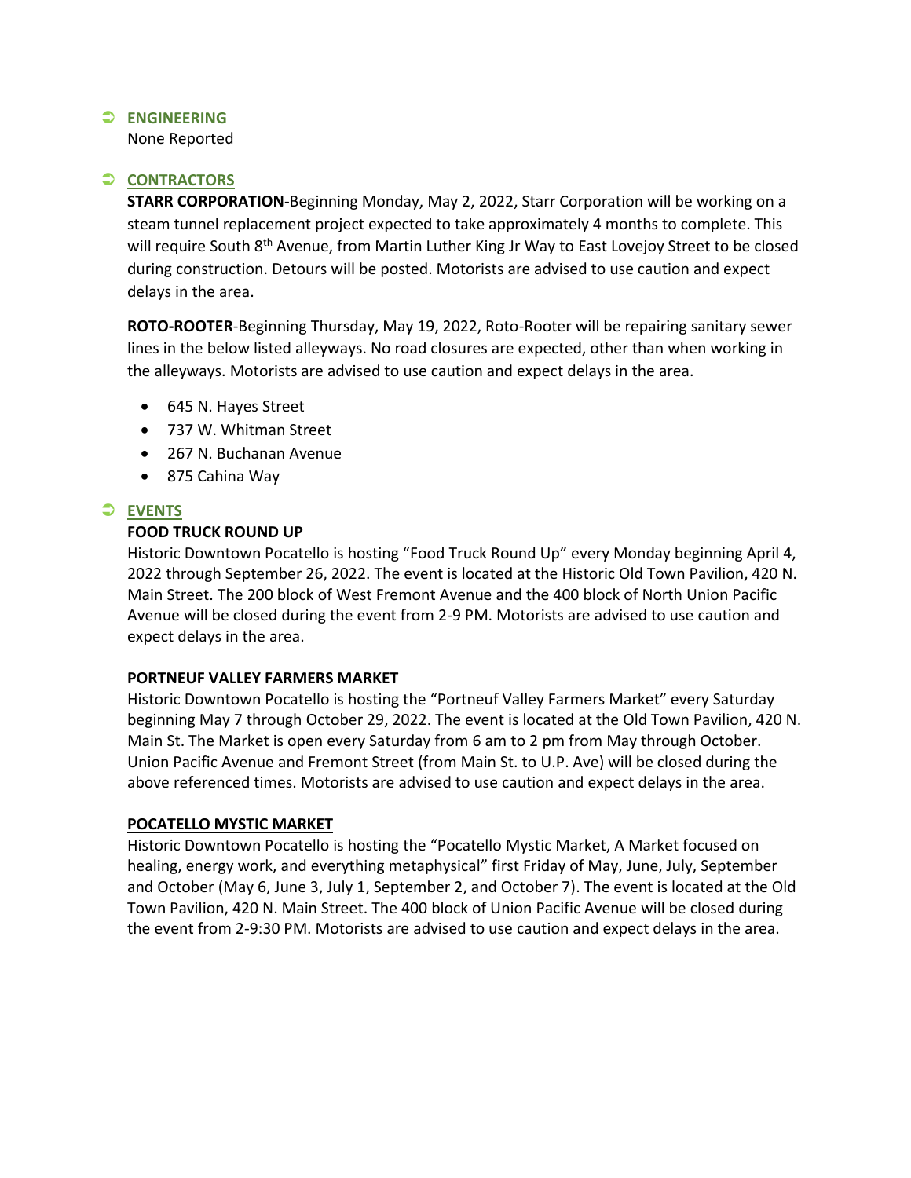## ENGINEERING

None Reported

## CONTRACTORS

**STARR CORPORATION**-Beginning Monday, May 2, 2022, Starr Corporation will be working on a steam tunnel replacement project expected to take approximately 4 months to complete. This will require South 8th Avenue, from Martin Luther King Jr Way to East Lovejoy Street to be closed during construction. Detours will be posted. Motorists are advised to use caution and expect delays in the area.

**ROTO-ROOTER**-Beginning Thursday, May 19, 2022, Roto-Rooter will be repairing sanitary sewer lines in the below listed alleyways. No road closures are expected, other than when working in the alleyways. Motorists are advised to use caution and expect delays in the area.

- 645 N. Hayes Street
- 737 W. Whitman Street
- 267 N. Buchanan Avenue
- 875 Cahina Way

## EVENTS

### FOOD TRUCK ROUND UP

Historic Downtown Pocatello is hosting "Food Truck Round Up" every Monday beginning April 4, 2022 through September 26, 2022. The event is located at the Historic Old Town Pavilion, 420 N. Main Street. The 200 block of West Fremont Avenue and the 400 block of North Union Pacific Avenue will be closed during the event from 2-9 PM. Motorists are advised to use caution and expect delays in the area.

### PORTNEUF VALLEY FARMERS MARKET

Historic Downtown Pocatello is hosting the "Portneuf Valley Farmers Market" every Saturday beginning May 7 through October 29, 2022. The event is located at the Old Town Pavilion, 420 N. Main St. The Market is open every Saturday from 6 am to 2 pm from May through October. Union Pacific Avenue and Fremont Street (from Main St. to U.P. Ave) will be closed during the above referenced times. Motorists are advised to use caution and expect delays in the area.

### POCATELLO MYSTIC MARKET

Historic Downtown Pocatello is hosting the "Pocatello Mystic Market, A Market focused on healing, energy work, and everything metaphysical" first Friday of May, June, July, September and October (May 6, June 3, July 1, September 2, and October 7). The event is located at the Old Town Pavilion, 420 N. Main Street. The 400 block of Union Pacific Avenue will be closed during the event from 2-9:30 PM. Motorists are advised to use caution and expect delays in the area.